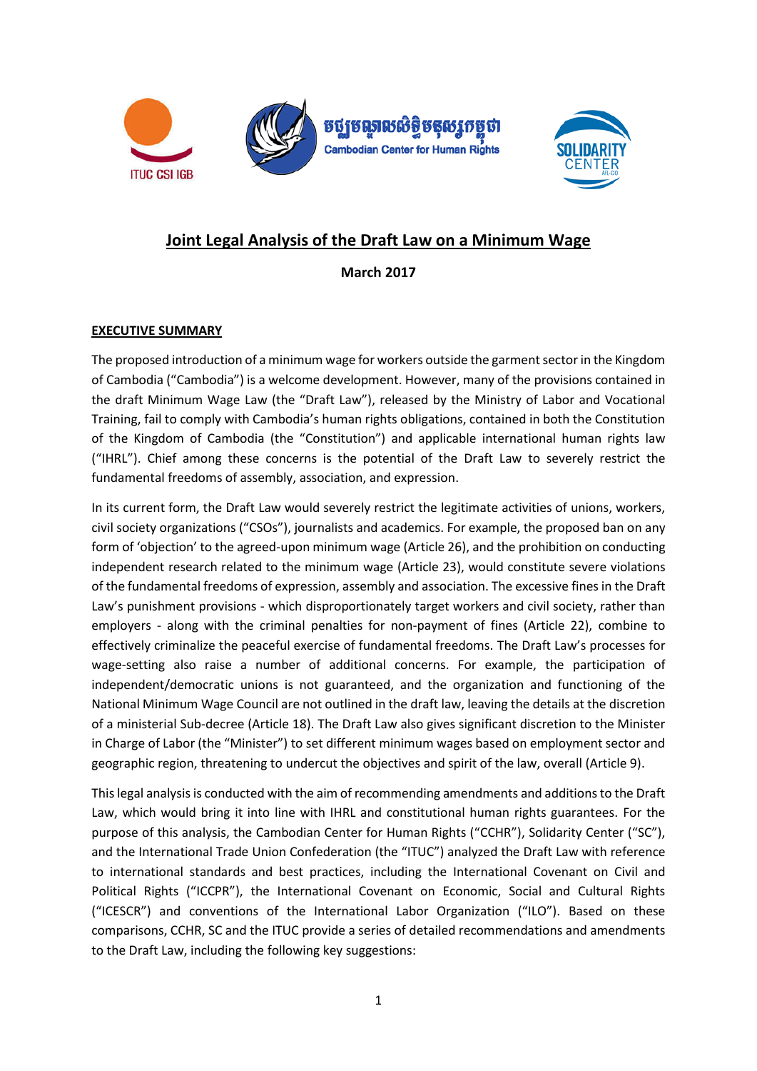# Joint Legal Analysis of the Draft Law on a Minimum Wage

**March 2017**

## EXECUTIVE SUMMARY

The proposed introduction of a minimum wage for workers outside the garment sector in the Kingdom of Cambodia ("Cambodia") is a welcome development. However, many of the provisions contained in the draft Minimum Wage Law (the "Draft Law"), released by the Ministry of Labor and Vocational Training, fail to comply with Cambodia's human rights obligations, contained in both the Constitution of the Kingdom of Cambodia (the "Constitution") and applicable international human rights law ("IHRL"). Chief among these concerns is the potential of the Draft Law to severely restrict the fundamental freedoms of assembly, association, and expression.

In its current form, the Draft Law would severely restrict the legitimate activities of unions, workers, civil society organizations ("CSOs"), journalists and academics. For example, the proposed ban on any form of 'objection' to the agreed-upon minimum wage (Article 26), and the prohibition on conducting independent research related to the minimum wage (Article 23), would constitute severe violations of the fundamental freedoms of expression, assembly and association. The excessive fines in the Draft Law's punishment provisions - which disproportionately target workers and civil society, rather than employers - along with the criminal penalties for non-payment of fines (Article 22), combine to effectively criminalize the peaceful exercise of fundamental freedoms. The Draft Law's processes for wage-setting also raise a number of additional concerns. For example, the participation of independent/democratic unions is not guaranteed, and the organization and functioning of the National Minimum Wage Council are not outlined in the draft law, leaving the details at the discretion of a ministerial Sub-decree (Article 18). The Draft Law also gives significant discretion to the Minister in Charge of Labor (the "Minister") to set different minimum wages based on employment sector and geographic region, threatening to undercut the objectives and spirit of the law, overall (Article 9).

This legal analysis is conducted with the aim of recommending amendments and additions to the Draft Law, which would bring it into line with IHRL and constitutional human rights guarantees. For the purpose of this analysis, the Cambodian Center for Human Rights ("CCHR"), Solidarity Center ("SC"), and the International Trade Union Confederation (the "ITUC") analyzed the Draft Law with reference to international standards and best practices, including the International Covenant on Civil and Political Rights ("ICCPR"), the International Covenant on Economic, Social and Cultural Rights ("ICESCR") and conventions of the International Labor Organization ("ILO"). Based on these comparisons, CCHR, SC and the ITUC provide a series of detailed recommendations and amendments to the Draft Law, including the following key suggestions: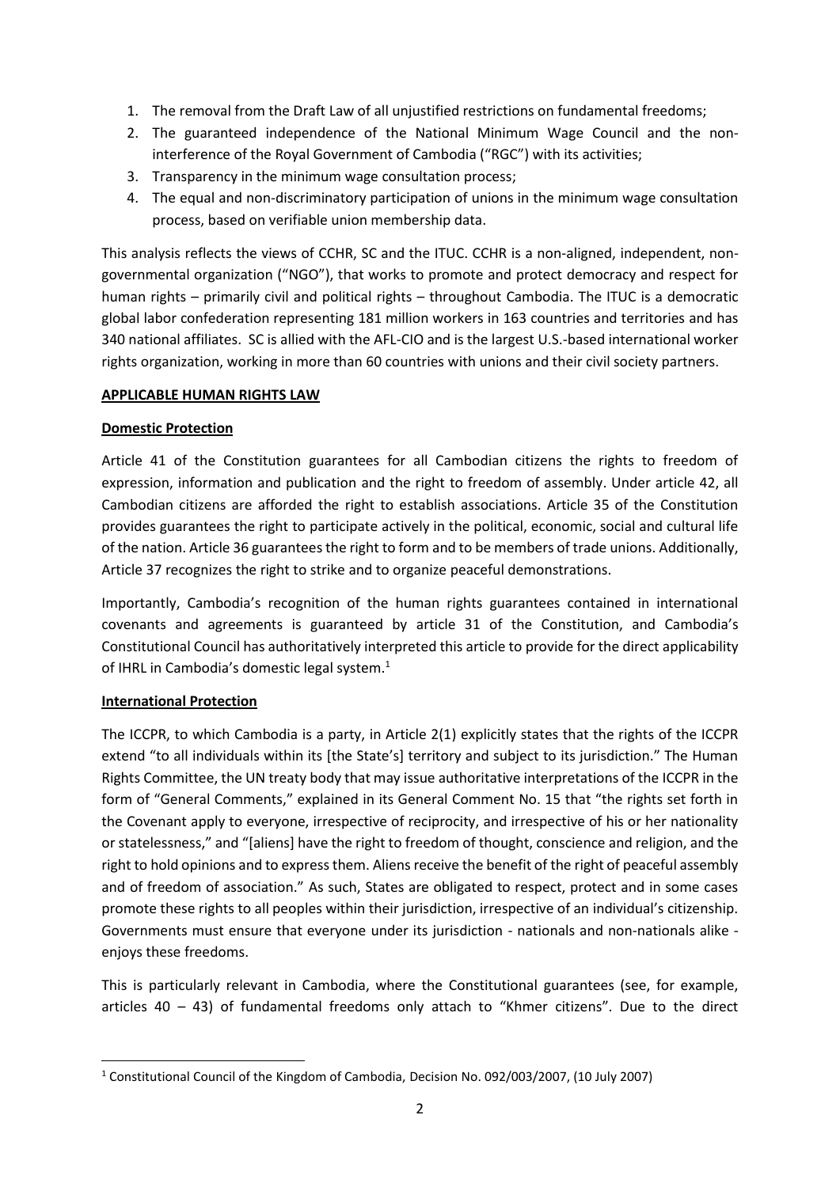1. The removal from the Draft Law of all unjustified restrictions on fundamental freedoms;
2. The guaranteed independence of the National Minimum Wage Council and the non-interference of the Royal Government of Cambodia ("RGC") with its activities;
3. Transparency in the minimum wage consultation process;
4. The equal and non-discriminatory participation of unions in the minimum wage consultation process, based on verifiable union membership data.

This analysis reflects the views of CCHR, SC and the ITUC. CCHR is a non-aligned, independent, non-governmental organization ("NGO"), that works to promote and protect democracy and respect for human rights – primarily civil and political rights – throughout Cambodia. The ITUC is a democratic global labor confederation representing 181 million workers in 163 countries and territories and has 340 national affiliates. SC is allied with the AFL-CIO and is the largest U.S.-based international worker rights organization, working in more than 60 countries with unions and their civil society partners.

## APPLICABLE HUMAN RIGHTS LAW

### Domestic Protection

Article 41 of the Constitution guarantees for all Cambodian citizens the rights to freedom of expression, information and publication and the right to freedom of assembly. Under article 42, all Cambodian citizens are afforded the right to establish associations. Article 35 of the Constitution provides guarantees the right to participate actively in the political, economic, social and cultural life of the nation. Article 36 guarantees the right to form and to be members of trade unions. Additionally, Article 37 recognizes the right to strike and to organize peaceful demonstrations.

Importantly, Cambodia's recognition of the human rights guarantees contained in international covenants and agreements is guaranteed by article 31 of the Constitution, and Cambodia's Constitutional Council has authoritatively interpreted this article to provide for the direct applicability of IHRL in Cambodia's domestic legal system.[1]

### International Protection

The ICCPR, to which Cambodia is a party, in Article 2(1) explicitly states that the rights of the ICCPR extend "to all individuals within its [the State's] territory and subject to its jurisdiction." The Human Rights Committee, the UN treaty body that may issue authoritative interpretations of the ICCPR in the form of "General Comments," explained in its General Comment No. 15 that "the rights set forth in the Covenant apply to everyone, irrespective of reciprocity, and irrespective of his or her nationality or statelessness," and "[aliens] have the right to freedom of thought, conscience and religion, and the right to hold opinions and to express them. Aliens receive the benefit of the right of peaceful assembly and of freedom of association." As such, States are obligated to respect, protect and in some cases promote these rights to all peoples within their jurisdiction, irrespective of an individual's citizenship. Governments must ensure that everyone under its jurisdiction - nationals and non-nationals alike - enjoys these freedoms.

This is particularly relevant in Cambodia, where the Constitutional guarantees (see, for example, articles 40 – 43) of fundamental freedoms only attach to "Khmer citizens". Due to the direct

[1] Constitutional Council of the Kingdom of Cambodia, Decision No. 092/003/2007, (10 July 2007)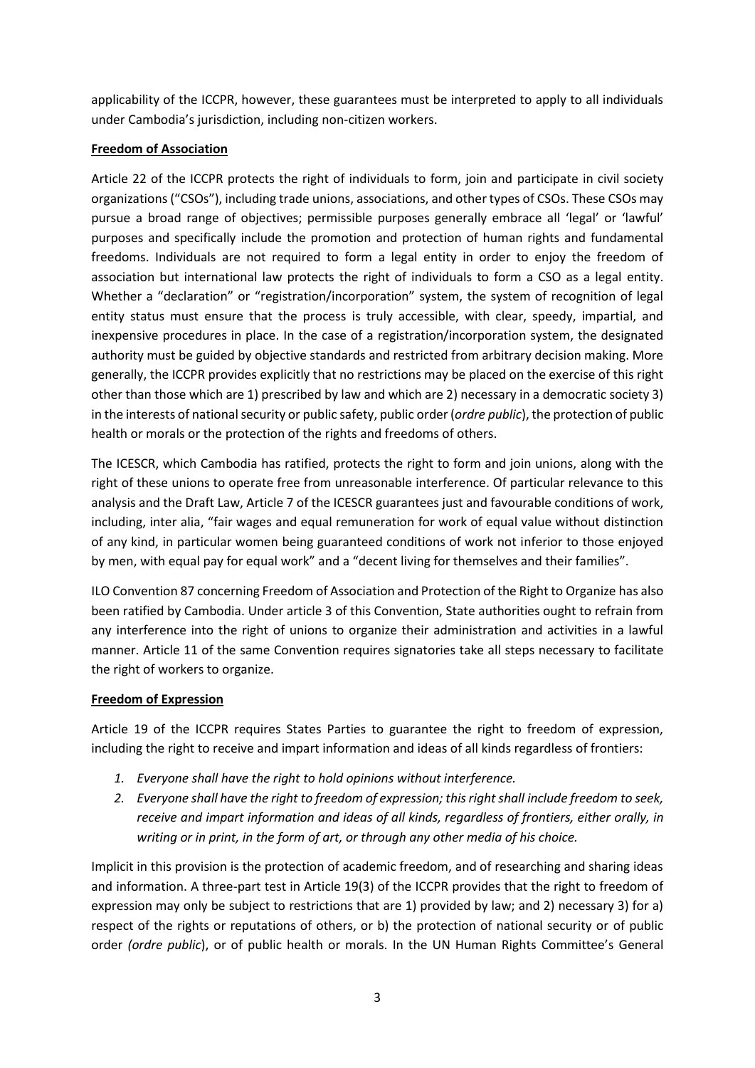applicability of the ICCPR, however, these guarantees must be interpreted to apply to all individuals under Cambodia's jurisdiction, including non-citizen workers.

**Freedom of Association**

Article 22 of the ICCPR protects the right of individuals to form, join and participate in civil society organizations ("CSOs"), including trade unions, associations, and other types of CSOs. These CSOs may pursue a broad range of objectives; permissible purposes generally embrace all 'legal' or 'lawful' purposes and specifically include the promotion and protection of human rights and fundamental freedoms. Individuals are not required to form a legal entity in order to enjoy the freedom of association but international law protects the right of individuals to form a CSO as a legal entity. Whether a "declaration" or "registration/incorporation" system, the system of recognition of legal entity status must ensure that the process is truly accessible, with clear, speedy, impartial, and inexpensive procedures in place. In the case of a registration/incorporation system, the designated authority must be guided by objective standards and restricted from arbitrary decision making. More generally, the ICCPR provides explicitly that no restrictions may be placed on the exercise of this right other than those which are 1) prescribed by law and which are 2) necessary in a democratic society 3) in the interests of national security or public safety, public order (*ordre public*), the protection of public health or morals or the protection of the rights and freedoms of others.

The ICESCR, which Cambodia has ratified, protects the right to form and join unions, along with the right of these unions to operate free from unreasonable interference. Of particular relevance to this analysis and the Draft Law, Article 7 of the ICESCR guarantees just and favourable conditions of work, including, inter alia, "fair wages and equal remuneration for work of equal value without distinction of any kind, in particular women being guaranteed conditions of work not inferior to those enjoyed by men, with equal pay for equal work" and a "decent living for themselves and their families".

ILO Convention 87 concerning Freedom of Association and Protection of the Right to Organize has also been ratified by Cambodia. Under article 3 of this Convention, State authorities ought to refrain from any interference into the right of unions to organize their administration and activities in a lawful manner. Article 11 of the same Convention requires signatories take all steps necessary to facilitate the right of workers to organize.

**Freedom of Expression**

Article 19 of the ICCPR requires States Parties to guarantee the right to freedom of expression, including the right to receive and impart information and ideas of all kinds regardless of frontiers:

1. *Everyone shall have the right to hold opinions without interference.*
2. *Everyone shall have the right to freedom of expression; this right shall include freedom to seek, receive and impart information and ideas of all kinds, regardless of frontiers, either orally, in writing or in print, in the form of art, or through any other media of his choice.*

Implicit in this provision is the protection of academic freedom, and of researching and sharing ideas and information. A three-part test in Article 19(3) of the ICCPR provides that the right to freedom of expression may only be subject to restrictions that are 1) provided by law; and 2) necessary 3) for a) respect of the rights or reputations of others, or b) the protection of national security or of public order *(ordre public*), or of public health or morals. In the UN Human Rights Committee's General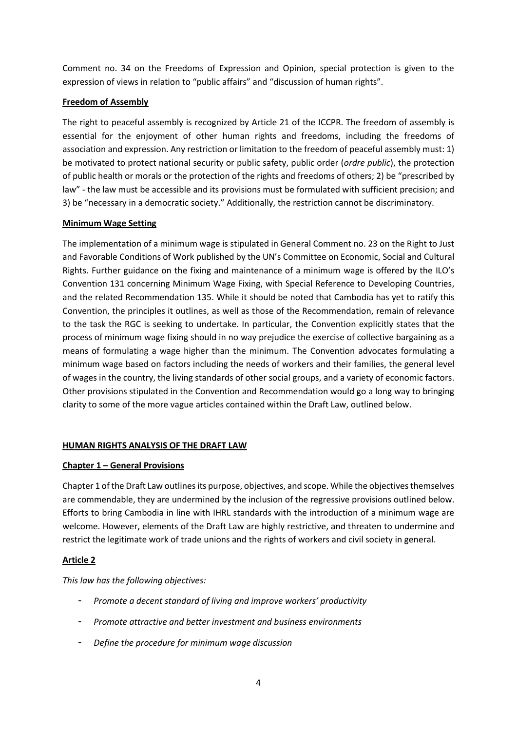Comment no. 34 on the Freedoms of Expression and Opinion, special protection is given to the expression of views in relation to "public affairs" and "discussion of human rights".

**Freedom of Assembly**

The right to peaceful assembly is recognized by Article 21 of the ICCPR. The freedom of assembly is essential for the enjoyment of other human rights and freedoms, including the freedoms of association and expression. Any restriction or limitation to the freedom of peaceful assembly must: 1) be motivated to protect national security or public safety, public order (*ordre public*), the protection of public health or morals or the protection of the rights and freedoms of others; 2) be "prescribed by law" - the law must be accessible and its provisions must be formulated with sufficient precision; and 3) be "necessary in a democratic society." Additionally, the restriction cannot be discriminatory.

**Minimum Wage Setting**

The implementation of a minimum wage is stipulated in General Comment no. 23 on the Right to Just and Favorable Conditions of Work published by the UN's Committee on Economic, Social and Cultural Rights. Further guidance on the fixing and maintenance of a minimum wage is offered by the ILO's Convention 131 concerning Minimum Wage Fixing, with Special Reference to Developing Countries, and the related Recommendation 135. While it should be noted that Cambodia has yet to ratify this Convention, the principles it outlines, as well as those of the Recommendation, remain of relevance to the task the RGC is seeking to undertake. In particular, the Convention explicitly states that the process of minimum wage fixing should in no way prejudice the exercise of collective bargaining as a means of formulating a wage higher than the minimum. The Convention advocates formulating a minimum wage based on factors including the needs of workers and their families, the general level of wages in the country, the living standards of other social groups, and a variety of economic factors. Other provisions stipulated in the Convention and Recommendation would go a long way to bringing clarity to some of the more vague articles contained within the Draft Law, outlined below.

## HUMAN RIGHTS ANALYSIS OF THE DRAFT LAW

### Chapter 1 – General Provisions

Chapter 1 of the Draft Law outlines its purpose, objectives, and scope. While the objectives themselves are commendable, they are undermined by the inclusion of the regressive provisions outlined below. Efforts to bring Cambodia in line with IHRL standards with the introduction of a minimum wage are welcome. However, elements of the Draft Law are highly restrictive, and threaten to undermine and restrict the legitimate work of trade unions and the rights of workers and civil society in general.

### Article 2

*This law has the following objectives:*

- *Promote a decent standard of living and improve workers' productivity*
- *Promote attractive and better investment and business environments*
- *Define the procedure for minimum wage discussion*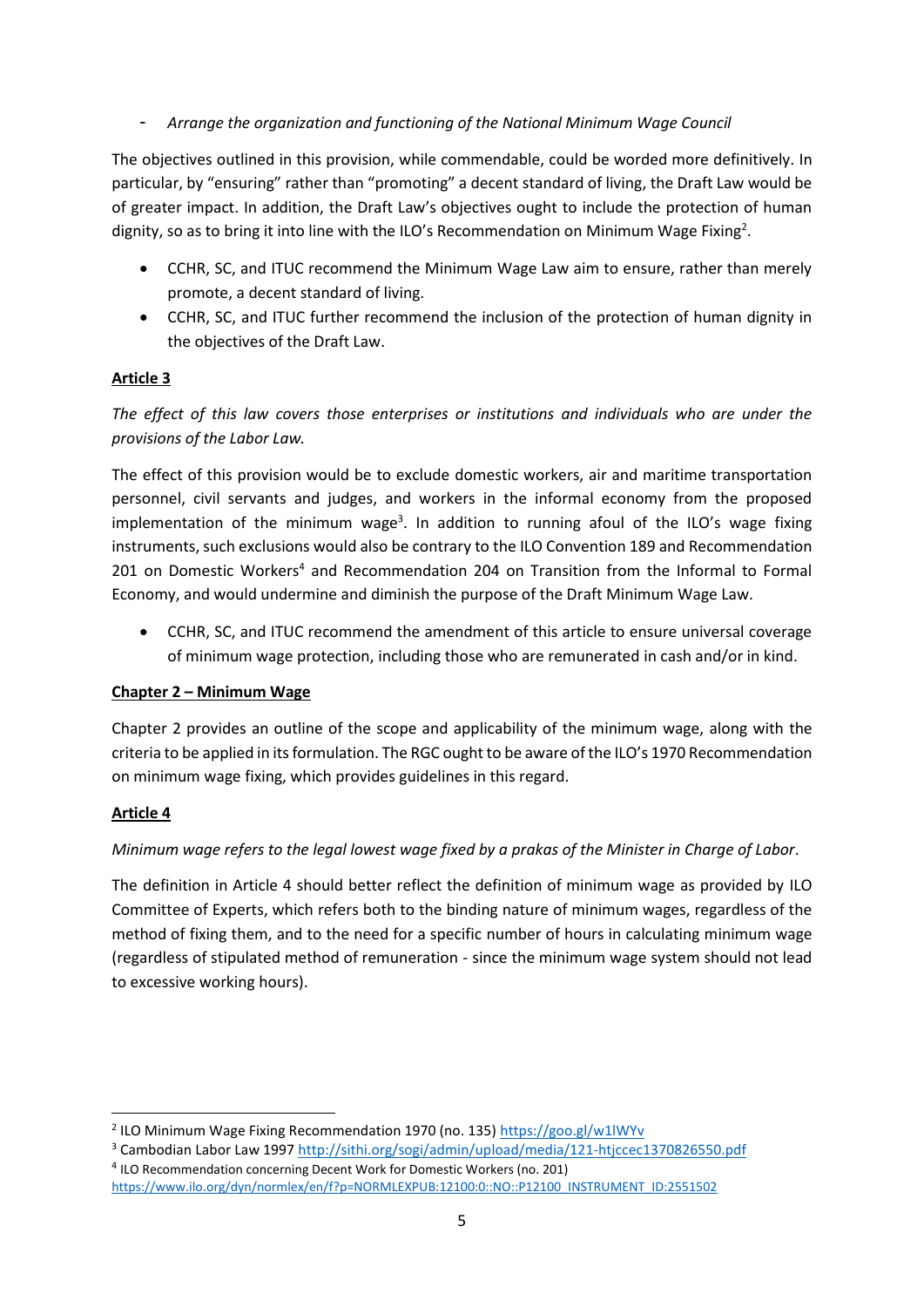- *Arrange the organization and functioning of the National Minimum Wage Council*

The objectives outlined in this provision, while commendable, could be worded more definitively. In particular, by "ensuring" rather than "promoting" a decent standard of living, the Draft Law would be of greater impact. In addition, the Draft Law's objectives ought to include the protection of human dignity, so as to bring it into line with the ILO's Recommendation on Minimum Wage Fixing[2].

- CCHR, SC, and ITUC recommend the Minimum Wage Law aim to ensure, rather than merely promote, a decent standard of living.
- CCHR, SC, and ITUC further recommend the inclusion of the protection of human dignity in the objectives of the Draft Law.

**Article 3**

*The effect of this law covers those enterprises or institutions and individuals who are under the provisions of the Labor Law.*

The effect of this provision would be to exclude domestic workers, air and maritime transportation personnel, civil servants and judges, and workers in the informal economy from the proposed implementation of the minimum wage[3]. In addition to running afoul of the ILO's wage fixing instruments, such exclusions would also be contrary to the ILO Convention 189 and Recommendation 201 on Domestic Workers[4] and Recommendation 204 on Transition from the Informal to Formal Economy, and would undermine and diminish the purpose of the Draft Minimum Wage Law.

- CCHR, SC, and ITUC recommend the amendment of this article to ensure universal coverage of minimum wage protection, including those who are remunerated in cash and/or in kind.

**Chapter 2 – Minimum Wage**

Chapter 2 provides an outline of the scope and applicability of the minimum wage, along with the criteria to be applied in its formulation. The RGC ought to be aware of the ILO's 1970 Recommendation on minimum wage fixing, which provides guidelines in this regard.

**Article 4**

*Minimum wage refers to the legal lowest wage fixed by a prakas of the Minister in Charge of Labor*.

The definition in Article 4 should better reflect the definition of minimum wage as provided by ILO Committee of Experts, which refers both to the binding nature of minimum wages, regardless of the method of fixing them, and to the need for a specific number of hours in calculating minimum wage (regardless of stipulated method of remuneration - since the minimum wage system should not lead to excessive working hours).

---

[2] ILO Minimum Wage Fixing Recommendation 1970 (no. 135) https://goo.gl/w1lWYv

[3] Cambodian Labor Law 1997 http://sithi.org/sogi/admin/upload/media/121-htjccec1370826550.pdf

[4] ILO Recommendation concerning Decent Work for Domestic Workers (no. 201) https://www.ilo.org/dyn/normlex/en/f?p=NORMLEXPUB:12100:0::NO::P12100_INSTRUMENT_ID:2551502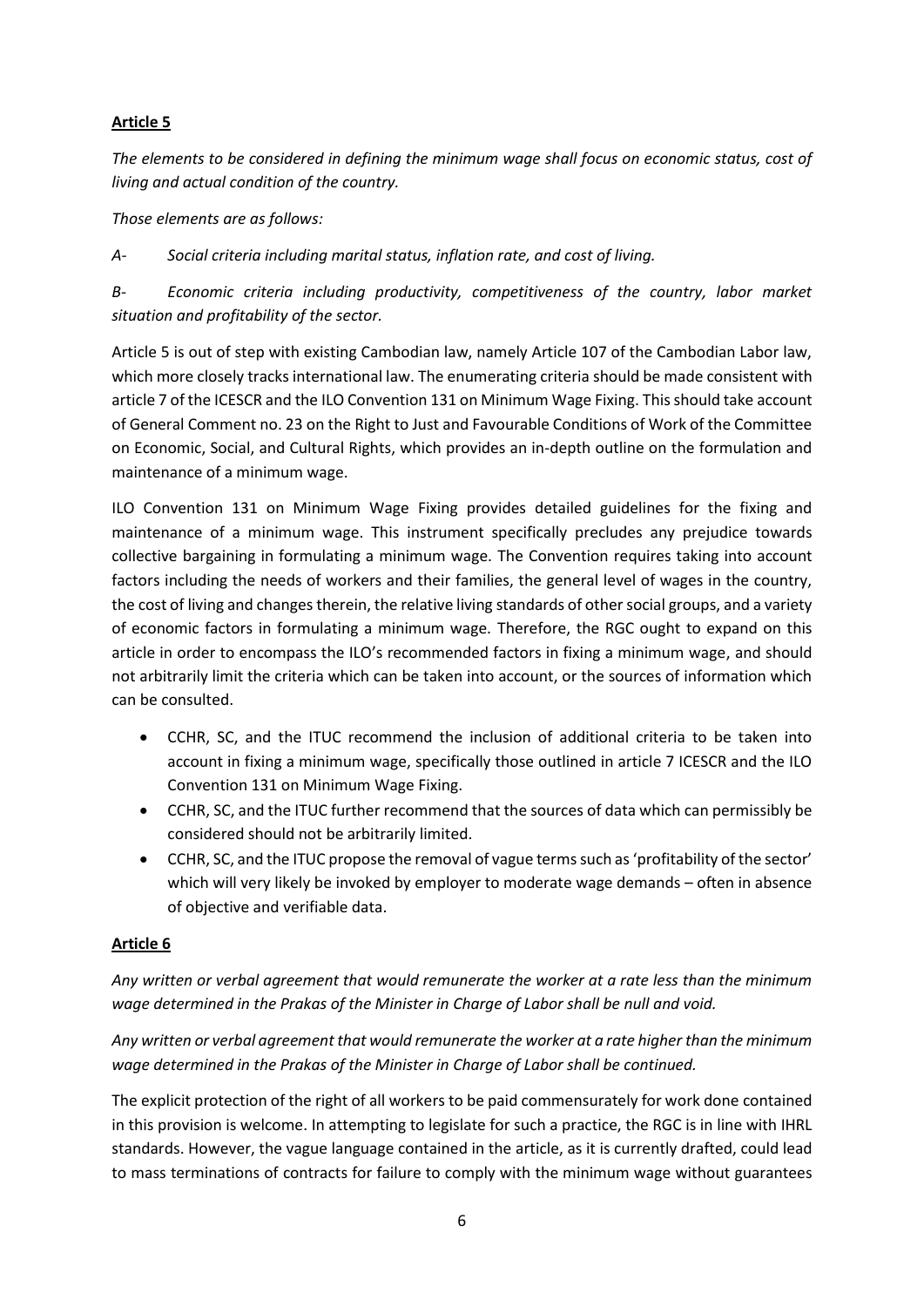**Article 5**

*The elements to be considered in defining the minimum wage shall focus on economic status, cost of living and actual condition of the country.*

*Those elements are as follows:*

*A- Social criteria including marital status, inflation rate, and cost of living.*

*B- Economic criteria including productivity, competitiveness of the country, labor market situation and profitability of the sector.*

Article 5 is out of step with existing Cambodian law, namely Article 107 of the Cambodian Labor law, which more closely tracks international law. The enumerating criteria should be made consistent with article 7 of the ICESCR and the ILO Convention 131 on Minimum Wage Fixing. This should take account of General Comment no. 23 on the Right to Just and Favourable Conditions of Work of the Committee on Economic, Social, and Cultural Rights, which provides an in-depth outline on the formulation and maintenance of a minimum wage.

ILO Convention 131 on Minimum Wage Fixing provides detailed guidelines for the fixing and maintenance of a minimum wage. This instrument specifically precludes any prejudice towards collective bargaining in formulating a minimum wage. The Convention requires taking into account factors including the needs of workers and their families, the general level of wages in the country, the cost of living and changes therein, the relative living standards of other social groups, and a variety of economic factors in formulating a minimum wage. Therefore, the RGC ought to expand on this article in order to encompass the ILO's recommended factors in fixing a minimum wage, and should not arbitrarily limit the criteria which can be taken into account, or the sources of information which can be consulted.

- CCHR, SC, and the ITUC recommend the inclusion of additional criteria to be taken into account in fixing a minimum wage, specifically those outlined in article 7 ICESCR and the ILO Convention 131 on Minimum Wage Fixing.
- CCHR, SC, and the ITUC further recommend that the sources of data which can permissibly be considered should not be arbitrarily limited.
- CCHR, SC, and the ITUC propose the removal of vague terms such as 'profitability of the sector' which will very likely be invoked by employer to moderate wage demands – often in absence of objective and verifiable data.

**Article 6**

*Any written or verbal agreement that would remunerate the worker at a rate less than the minimum wage determined in the Prakas of the Minister in Charge of Labor shall be null and void.*

*Any written or verbal agreement that would remunerate the worker at a rate higher than the minimum wage determined in the Prakas of the Minister in Charge of Labor shall be continued.*

The explicit protection of the right of all workers to be paid commensurately for work done contained in this provision is welcome. In attempting to legislate for such a practice, the RGC is in line with IHRL standards. However, the vague language contained in the article, as it is currently drafted, could lead to mass terminations of contracts for failure to comply with the minimum wage without guarantees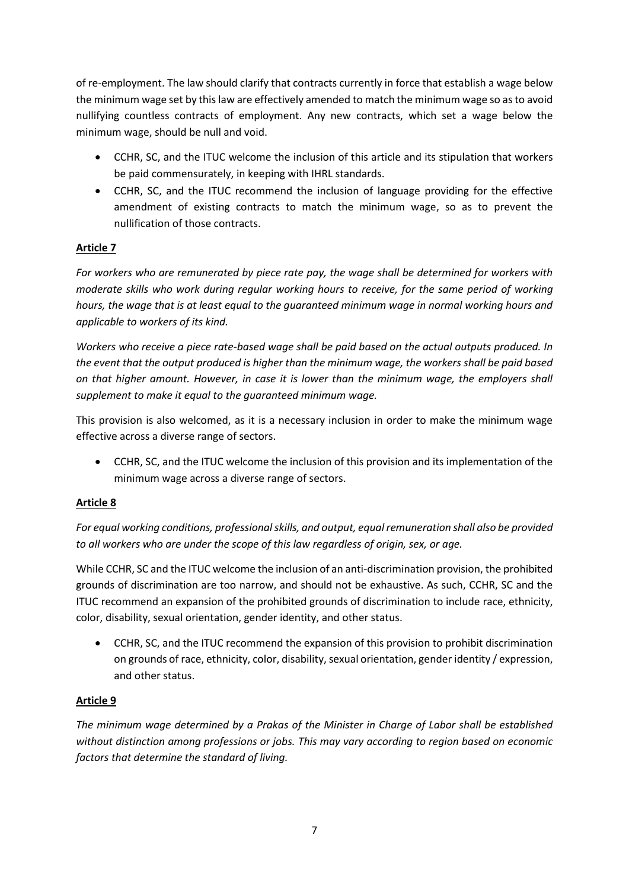of re-employment. The law should clarify that contracts currently in force that establish a wage below the minimum wage set by this law are effectively amended to match the minimum wage so as to avoid nullifying countless contracts of employment. Any new contracts, which set a wage below the minimum wage, should be null and void.

- CCHR, SC, and the ITUC welcome the inclusion of this article and its stipulation that workers be paid commensurately, in keeping with IHRL standards.
- CCHR, SC, and the ITUC recommend the inclusion of language providing for the effective amendment of existing contracts to match the minimum wage, so as to prevent the nullification of those contracts.

**Article 7**

*For workers who are remunerated by piece rate pay, the wage shall be determined for workers with moderate skills who work during regular working hours to receive, for the same period of working hours, the wage that is at least equal to the guaranteed minimum wage in normal working hours and applicable to workers of its kind.*

*Workers who receive a piece rate-based wage shall be paid based on the actual outputs produced. In the event that the output produced is higher than the minimum wage, the workers shall be paid based on that higher amount. However, in case it is lower than the minimum wage, the employers shall supplement to make it equal to the guaranteed minimum wage.*

This provision is also welcomed, as it is a necessary inclusion in order to make the minimum wage effective across a diverse range of sectors.

- CCHR, SC, and the ITUC welcome the inclusion of this provision and its implementation of the minimum wage across a diverse range of sectors.

**Article 8**

*For equal working conditions, professional skills, and output, equal remuneration shall also be provided to all workers who are under the scope of this law regardless of origin, sex, or age.*

While CCHR, SC and the ITUC welcome the inclusion of an anti-discrimination provision, the prohibited grounds of discrimination are too narrow, and should not be exhaustive. As such, CCHR, SC and the ITUC recommend an expansion of the prohibited grounds of discrimination to include race, ethnicity, color, disability, sexual orientation, gender identity, and other status.

- CCHR, SC, and the ITUC recommend the expansion of this provision to prohibit discrimination on grounds of race, ethnicity, color, disability, sexual orientation, gender identity / expression, and other status.

**Article 9**

*The minimum wage determined by a Prakas of the Minister in Charge of Labor shall be established without distinction among professions or jobs. This may vary according to region based on economic factors that determine the standard of living.*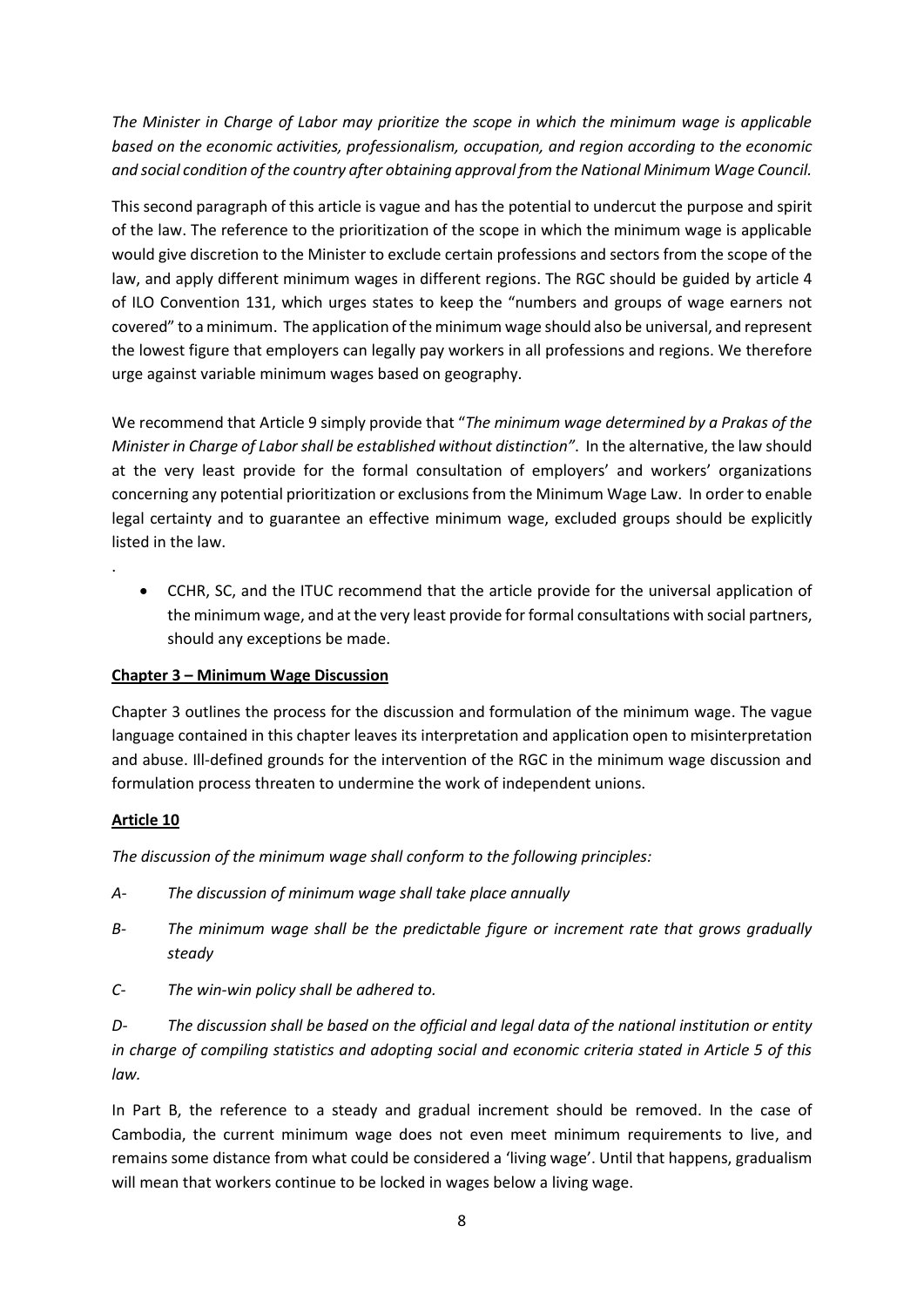*The Minister in Charge of Labor may prioritize the scope in which the minimum wage is applicable based on the economic activities, professionalism, occupation, and region according to the economic and social condition of the country after obtaining approval from the National Minimum Wage Council.*

This second paragraph of this article is vague and has the potential to undercut the purpose and spirit of the law. The reference to the prioritization of the scope in which the minimum wage is applicable would give discretion to the Minister to exclude certain professions and sectors from the scope of the law, and apply different minimum wages in different regions. The RGC should be guided by article 4 of ILO Convention 131, which urges states to keep the "numbers and groups of wage earners not covered" to a minimum. The application of the minimum wage should also be universal, and represent the lowest figure that employers can legally pay workers in all professions and regions. We therefore urge against variable minimum wages based on geography.

We recommend that Article 9 simply provide that "*The minimum wage determined by a Prakas of the Minister in Charge of Labor shall be established without distinction"*. In the alternative, the law should at the very least provide for the formal consultation of employers' and workers' organizations concerning any potential prioritization or exclusions from the Minimum Wage Law. In order to enable legal certainty and to guarantee an effective minimum wage, excluded groups should be explicitly listed in the law.

- CCHR, SC, and the ITUC recommend that the article provide for the universal application of the minimum wage, and at the very least provide for formal consultations with social partners, should any exceptions be made.

**Chapter 3 – Minimum Wage Discussion**

Chapter 3 outlines the process for the discussion and formulation of the minimum wage. The vague language contained in this chapter leaves its interpretation and application open to misinterpretation and abuse. Ill-defined grounds for the intervention of the RGC in the minimum wage discussion and formulation process threaten to undermine the work of independent unions.

**Article 10**

*The discussion of the minimum wage shall conform to the following principles:*

*A- The discussion of minimum wage shall take place annually*

*B- The minimum wage shall be the predictable figure or increment rate that grows gradually steady*

*C- The win-win policy shall be adhered to.*

*D- The discussion shall be based on the official and legal data of the national institution or entity in charge of compiling statistics and adopting social and economic criteria stated in Article 5 of this law.*

In Part B, the reference to a steady and gradual increment should be removed. In the case of Cambodia, the current minimum wage does not even meet minimum requirements to live, and remains some distance from what could be considered a 'living wage'. Until that happens, gradualism will mean that workers continue to be locked in wages below a living wage.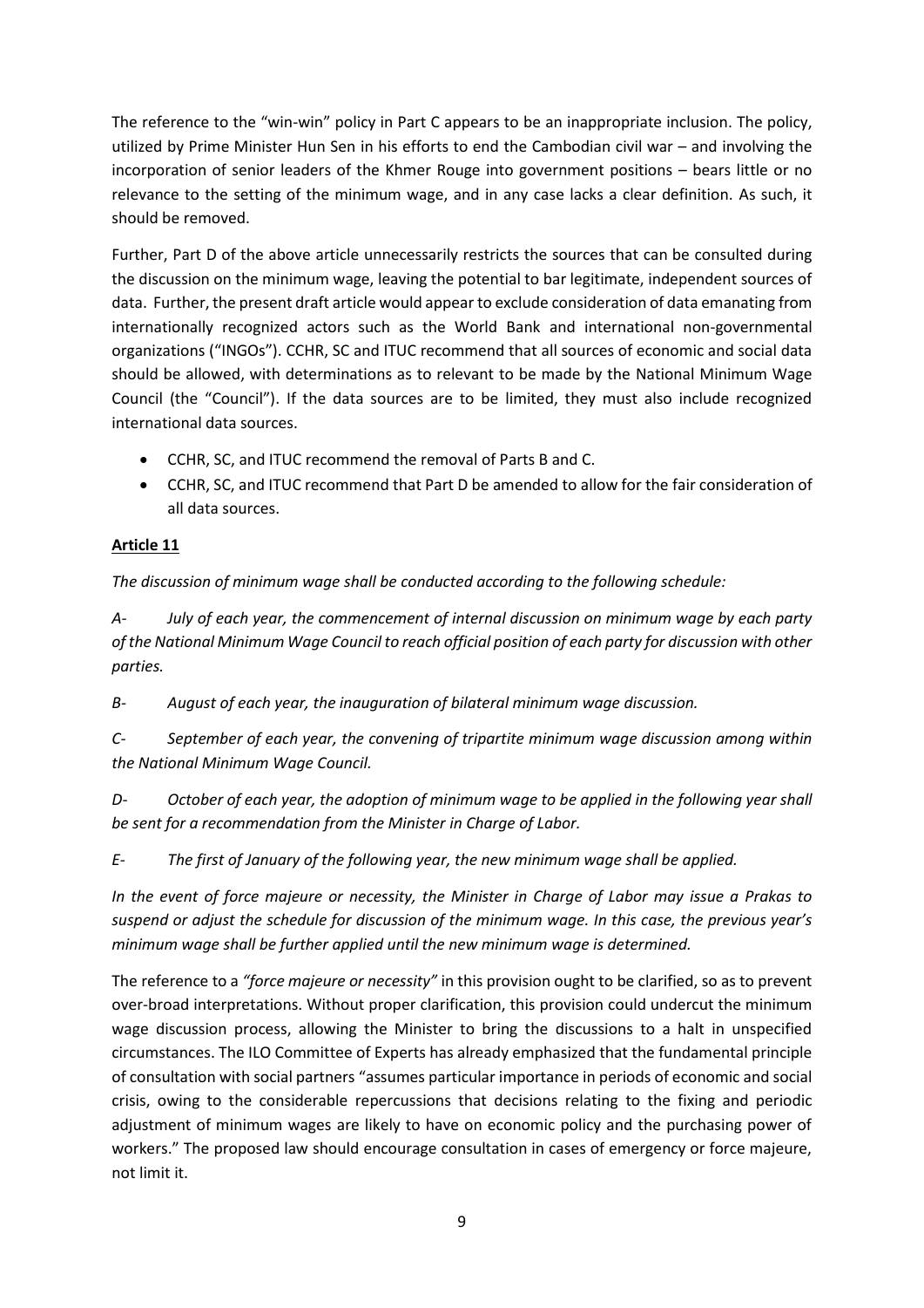The reference to the "win-win" policy in Part C appears to be an inappropriate inclusion. The policy, utilized by Prime Minister Hun Sen in his efforts to end the Cambodian civil war – and involving the incorporation of senior leaders of the Khmer Rouge into government positions – bears little or no relevance to the setting of the minimum wage, and in any case lacks a clear definition. As such, it should be removed.

Further, Part D of the above article unnecessarily restricts the sources that can be consulted during the discussion on the minimum wage, leaving the potential to bar legitimate, independent sources of data. Further, the present draft article would appear to exclude consideration of data emanating from internationally recognized actors such as the World Bank and international non-governmental organizations ("INGOs"). CCHR, SC and ITUC recommend that all sources of economic and social data should be allowed, with determinations as to relevant to be made by the National Minimum Wage Council (the "Council"). If the data sources are to be limited, they must also include recognized international data sources.

- CCHR, SC, and ITUC recommend the removal of Parts B and C.
- CCHR, SC, and ITUC recommend that Part D be amended to allow for the fair consideration of all data sources.

**Article 11**

*The discussion of minimum wage shall be conducted according to the following schedule:*

*A- July of each year, the commencement of internal discussion on minimum wage by each party of the National Minimum Wage Council to reach official position of each party for discussion with other parties.*

*B- August of each year, the inauguration of bilateral minimum wage discussion.*

*C- September of each year, the convening of tripartite minimum wage discussion among within the National Minimum Wage Council.*

*D- October of each year, the adoption of minimum wage to be applied in the following year shall be sent for a recommendation from the Minister in Charge of Labor.*

*E- The first of January of the following year, the new minimum wage shall be applied.*

*In the event of force majeure or necessity, the Minister in Charge of Labor may issue a Prakas to suspend or adjust the schedule for discussion of the minimum wage. In this case, the previous year's minimum wage shall be further applied until the new minimum wage is determined.*

The reference to a *"force majeure or necessity"* in this provision ought to be clarified, so as to prevent over-broad interpretations. Without proper clarification, this provision could undercut the minimum wage discussion process, allowing the Minister to bring the discussions to a halt in unspecified circumstances. The ILO Committee of Experts has already emphasized that the fundamental principle of consultation with social partners "assumes particular importance in periods of economic and social crisis, owing to the considerable repercussions that decisions relating to the fixing and periodic adjustment of minimum wages are likely to have on economic policy and the purchasing power of workers." The proposed law should encourage consultation in cases of emergency or force majeure, not limit it.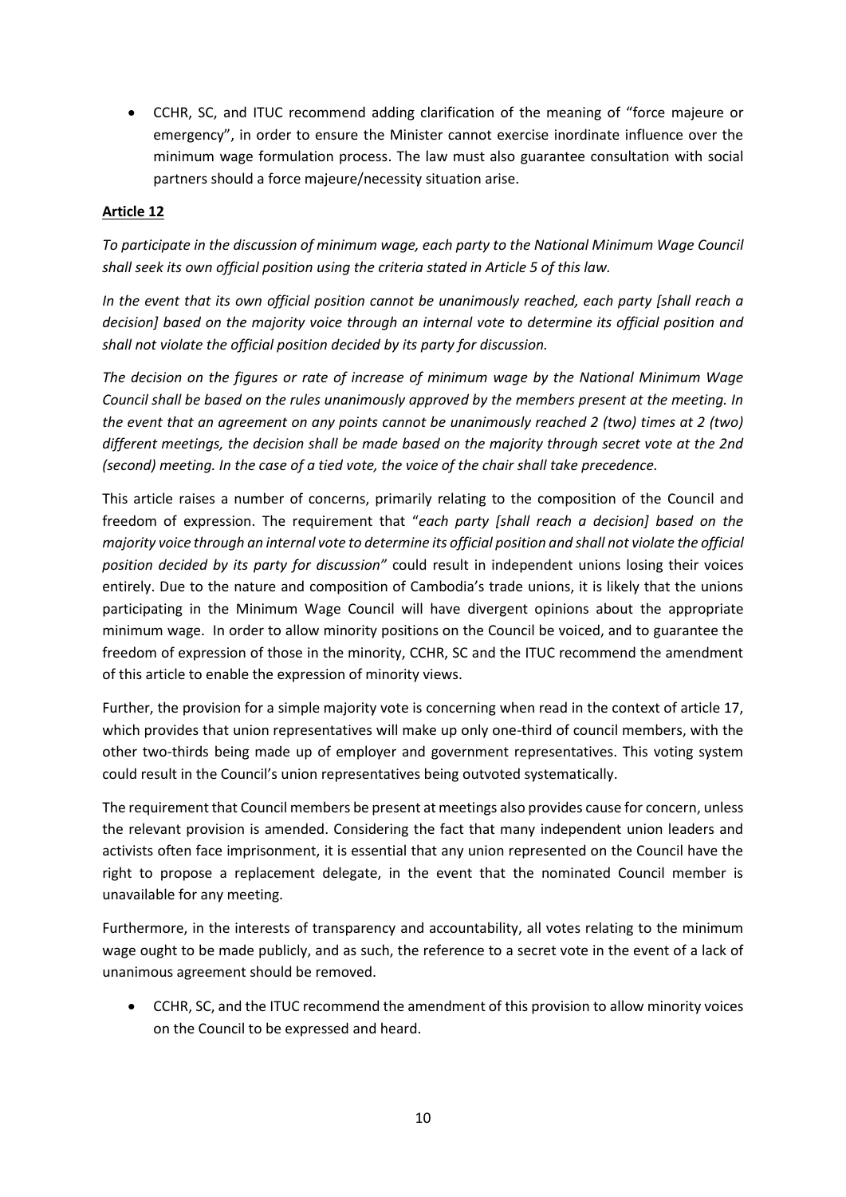- CCHR, SC, and ITUC recommend adding clarification of the meaning of "force majeure or emergency", in order to ensure the Minister cannot exercise inordinate influence over the minimum wage formulation process. The law must also guarantee consultation with social partners should a force majeure/necessity situation arise.

**Article 12**

*To participate in the discussion of minimum wage, each party to the National Minimum Wage Council shall seek its own official position using the criteria stated in Article 5 of this law.*

*In the event that its own official position cannot be unanimously reached, each party [shall reach a decision] based on the majority voice through an internal vote to determine its official position and shall not violate the official position decided by its party for discussion.*

*The decision on the figures or rate of increase of minimum wage by the National Minimum Wage Council shall be based on the rules unanimously approved by the members present at the meeting. In the event that an agreement on any points cannot be unanimously reached 2 (two) times at 2 (two) different meetings, the decision shall be made based on the majority through secret vote at the 2nd (second) meeting. In the case of a tied vote, the voice of the chair shall take precedence.*

This article raises a number of concerns, primarily relating to the composition of the Council and freedom of expression. The requirement that "*each party [shall reach a decision] based on the majority voice through an internal vote to determine its official position and shall not violate the official position decided by its party for discussion"* could result in independent unions losing their voices entirely. Due to the nature and composition of Cambodia's trade unions, it is likely that the unions participating in the Minimum Wage Council will have divergent opinions about the appropriate minimum wage. In order to allow minority positions on the Council be voiced, and to guarantee the freedom of expression of those in the minority, CCHR, SC and the ITUC recommend the amendment of this article to enable the expression of minority views.

Further, the provision for a simple majority vote is concerning when read in the context of article 17, which provides that union representatives will make up only one-third of council members, with the other two-thirds being made up of employer and government representatives. This voting system could result in the Council's union representatives being outvoted systematically.

The requirement that Council members be present at meetings also provides cause for concern, unless the relevant provision is amended. Considering the fact that many independent union leaders and activists often face imprisonment, it is essential that any union represented on the Council have the right to propose a replacement delegate, in the event that the nominated Council member is unavailable for any meeting.

Furthermore, in the interests of transparency and accountability, all votes relating to the minimum wage ought to be made publicly, and as such, the reference to a secret vote in the event of a lack of unanimous agreement should be removed.

- CCHR, SC, and the ITUC recommend the amendment of this provision to allow minority voices on the Council to be expressed and heard.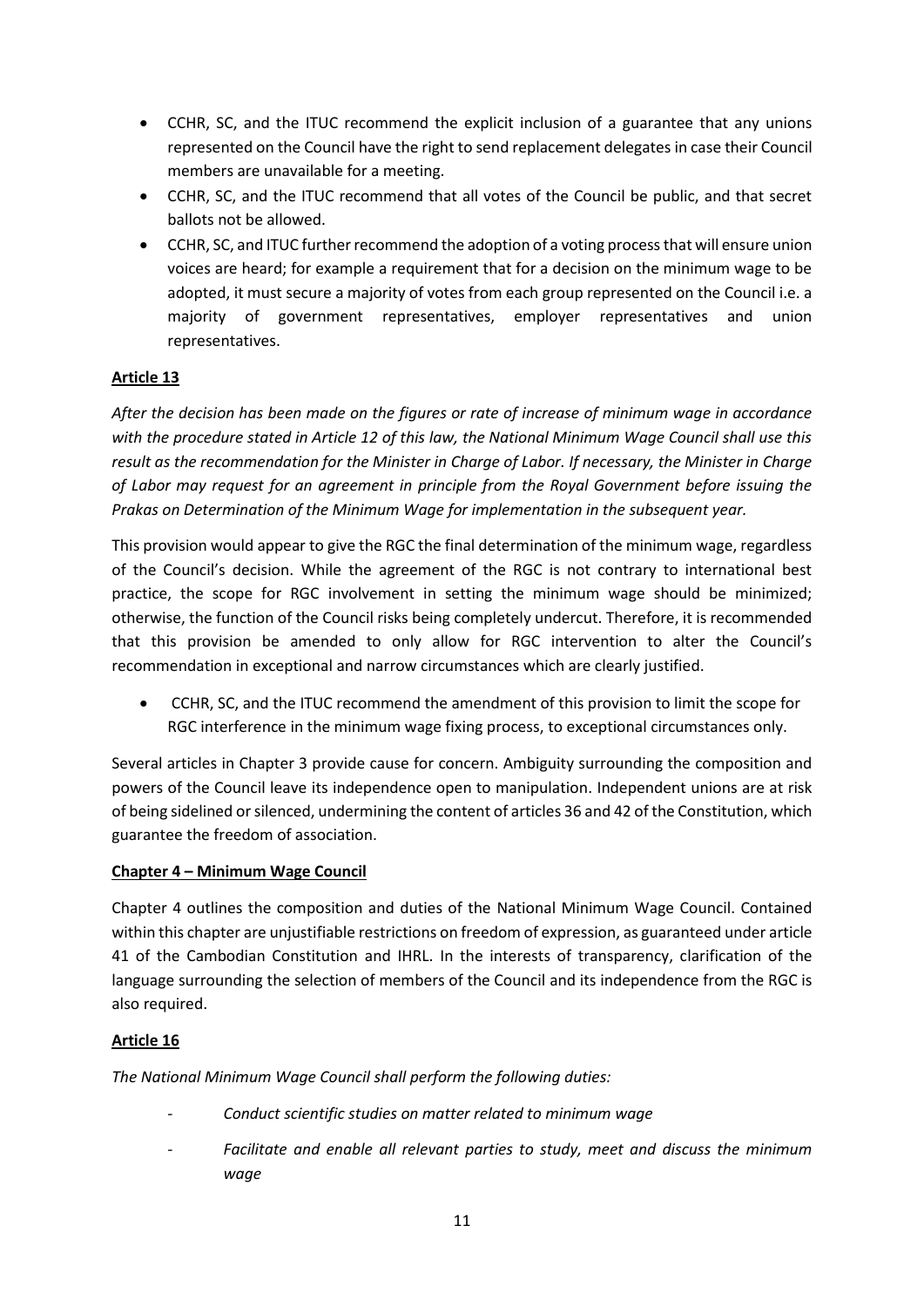- CCHR, SC, and the ITUC recommend the explicit inclusion of a guarantee that any unions represented on the Council have the right to send replacement delegates in case their Council members are unavailable for a meeting.
- CCHR, SC, and the ITUC recommend that all votes of the Council be public, and that secret ballots not be allowed.
- CCHR, SC, and ITUC further recommend the adoption of a voting process that will ensure union voices are heard; for example a requirement that for a decision on the minimum wage to be adopted, it must secure a majority of votes from each group represented on the Council i.e. a majority of government representatives, employer representatives and union representatives.

**Article 13**

*After the decision has been made on the figures or rate of increase of minimum wage in accordance with the procedure stated in Article 12 of this law, the National Minimum Wage Council shall use this result as the recommendation for the Minister in Charge of Labor. If necessary, the Minister in Charge of Labor may request for an agreement in principle from the Royal Government before issuing the Prakas on Determination of the Minimum Wage for implementation in the subsequent year.*

This provision would appear to give the RGC the final determination of the minimum wage, regardless of the Council's decision. While the agreement of the RGC is not contrary to international best practice, the scope for RGC involvement in setting the minimum wage should be minimized; otherwise, the function of the Council risks being completely undercut. Therefore, it is recommended that this provision be amended to only allow for RGC intervention to alter the Council's recommendation in exceptional and narrow circumstances which are clearly justified.

- CCHR, SC, and the ITUC recommend the amendment of this provision to limit the scope for RGC interference in the minimum wage fixing process, to exceptional circumstances only.

Several articles in Chapter 3 provide cause for concern. Ambiguity surrounding the composition and powers of the Council leave its independence open to manipulation. Independent unions are at risk of being sidelined or silenced, undermining the content of articles 36 and 42 of the Constitution, which guarantee the freedom of association.

**Chapter 4 – Minimum Wage Council**

Chapter 4 outlines the composition and duties of the National Minimum Wage Council. Contained within this chapter are unjustifiable restrictions on freedom of expression, as guaranteed under article 41 of the Cambodian Constitution and IHRL. In the interests of transparency, clarification of the language surrounding the selection of members of the Council and its independence from the RGC is also required.

**Article 16**

*The National Minimum Wage Council shall perform the following duties:*

- *Conduct scientific studies on matter related to minimum wage*
- *Facilitate and enable all relevant parties to study, meet and discuss the minimum wage*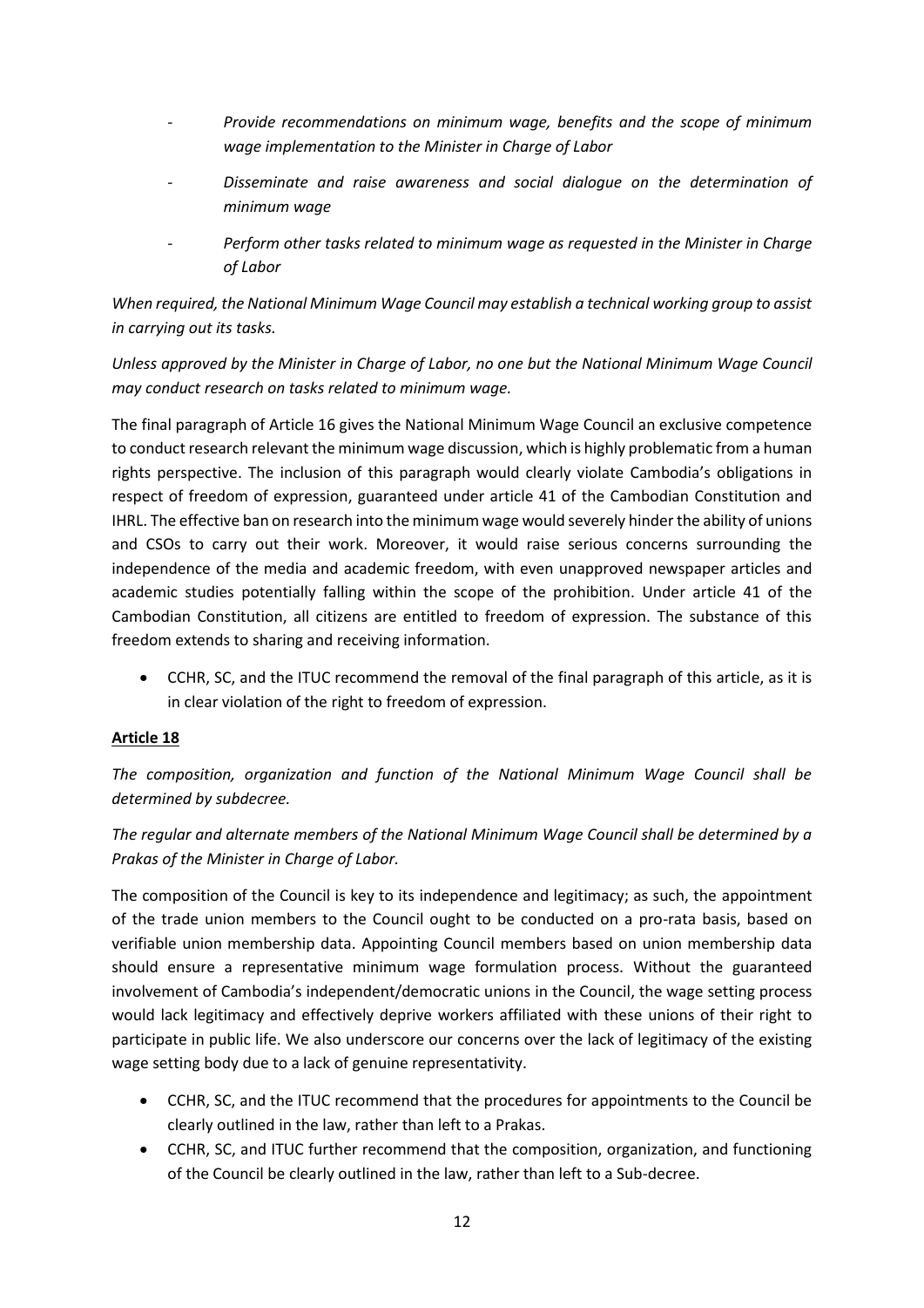- *Provide recommendations on minimum wage, benefits and the scope of minimum wage implementation to the Minister in Charge of Labor*
- *Disseminate and raise awareness and social dialogue on the determination of minimum wage*
- *Perform other tasks related to minimum wage as requested in the Minister in Charge of Labor*

*When required, the National Minimum Wage Council may establish a technical working group to assist in carrying out its tasks.*

*Unless approved by the Minister in Charge of Labor, no one but the National Minimum Wage Council may conduct research on tasks related to minimum wage.*

The final paragraph of Article 16 gives the National Minimum Wage Council an exclusive competence to conduct research relevant the minimum wage discussion, which is highly problematic from a human rights perspective. The inclusion of this paragraph would clearly violate Cambodia's obligations in respect of freedom of expression, guaranteed under article 41 of the Cambodian Constitution and IHRL. The effective ban on research into the minimum wage would severely hinder the ability of unions and CSOs to carry out their work. Moreover, it would raise serious concerns surrounding the independence of the media and academic freedom, with even unapproved newspaper articles and academic studies potentially falling within the scope of the prohibition. Under article 41 of the Cambodian Constitution, all citizens are entitled to freedom of expression. The substance of this freedom extends to sharing and receiving information.

- CCHR, SC, and the ITUC recommend the removal of the final paragraph of this article, as it is in clear violation of the right to freedom of expression.

**Article 18**

*The composition, organization and function of the National Minimum Wage Council shall be determined by subdecree.*

*The regular and alternate members of the National Minimum Wage Council shall be determined by a Prakas of the Minister in Charge of Labor.*

The composition of the Council is key to its independence and legitimacy; as such, the appointment of the trade union members to the Council ought to be conducted on a pro-rata basis, based on verifiable union membership data. Appointing Council members based on union membership data should ensure a representative minimum wage formulation process. Without the guaranteed involvement of Cambodia's independent/democratic unions in the Council, the wage setting process would lack legitimacy and effectively deprive workers affiliated with these unions of their right to participate in public life. We also underscore our concerns over the lack of legitimacy of the existing wage setting body due to a lack of genuine representativity.

- CCHR, SC, and the ITUC recommend that the procedures for appointments to the Council be clearly outlined in the law, rather than left to a Prakas.
- CCHR, SC, and ITUC further recommend that the composition, organization, and functioning of the Council be clearly outlined in the law, rather than left to a Sub-decree.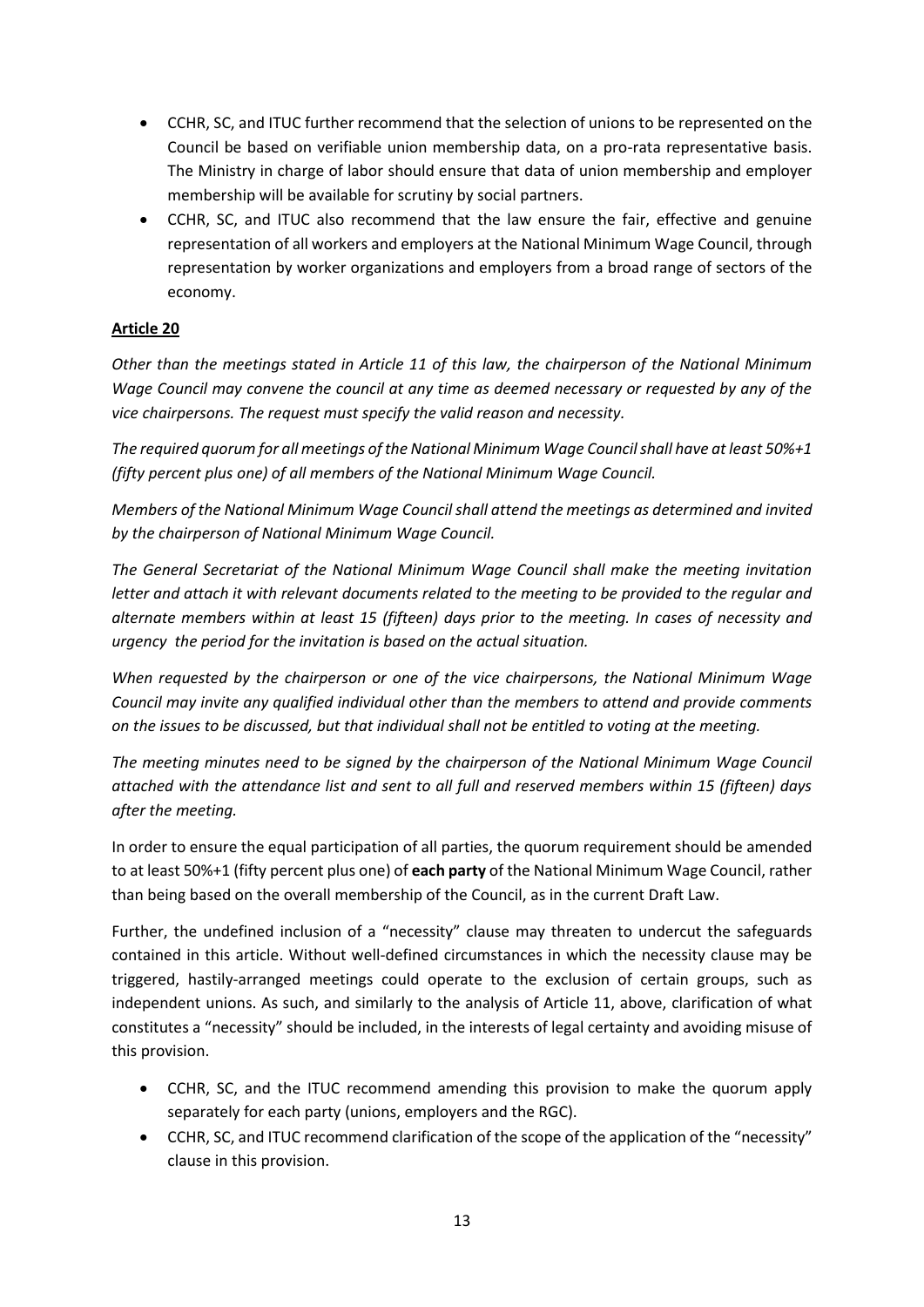- CCHR, SC, and ITUC further recommend that the selection of unions to be represented on the Council be based on verifiable union membership data, on a pro-rata representative basis. The Ministry in charge of labor should ensure that data of union membership and employer membership will be available for scrutiny by social partners.
- CCHR, SC, and ITUC also recommend that the law ensure the fair, effective and genuine representation of all workers and employers at the National Minimum Wage Council, through representation by worker organizations and employers from a broad range of sectors of the economy.

**Article 20**

*Other than the meetings stated in Article 11 of this law, the chairperson of the National Minimum Wage Council may convene the council at any time as deemed necessary or requested by any of the vice chairpersons. The request must specify the valid reason and necessity.*

*The required quorum for all meetings of the National Minimum Wage Council shall have at least 50%+1 (fifty percent plus one) of all members of the National Minimum Wage Council.*

*Members of the National Minimum Wage Council shall attend the meetings as determined and invited by the chairperson of National Minimum Wage Council.*

*The General Secretariat of the National Minimum Wage Council shall make the meeting invitation letter and attach it with relevant documents related to the meeting to be provided to the regular and alternate members within at least 15 (fifteen) days prior to the meeting. In cases of necessity and urgency the period for the invitation is based on the actual situation.*

*When requested by the chairperson or one of the vice chairpersons, the National Minimum Wage Council may invite any qualified individual other than the members to attend and provide comments on the issues to be discussed, but that individual shall not be entitled to voting at the meeting.*

*The meeting minutes need to be signed by the chairperson of the National Minimum Wage Council attached with the attendance list and sent to all full and reserved members within 15 (fifteen) days after the meeting.*

In order to ensure the equal participation of all parties, the quorum requirement should be amended to at least 50%+1 (fifty percent plus one) of **each party** of the National Minimum Wage Council, rather than being based on the overall membership of the Council, as in the current Draft Law.

Further, the undefined inclusion of a "necessity" clause may threaten to undercut the safeguards contained in this article. Without well-defined circumstances in which the necessity clause may be triggered, hastily-arranged meetings could operate to the exclusion of certain groups, such as independent unions. As such, and similarly to the analysis of Article 11, above, clarification of what constitutes a "necessity" should be included, in the interests of legal certainty and avoiding misuse of this provision.

- CCHR, SC, and the ITUC recommend amending this provision to make the quorum apply separately for each party (unions, employers and the RGC).
- CCHR, SC, and ITUC recommend clarification of the scope of the application of the "necessity" clause in this provision.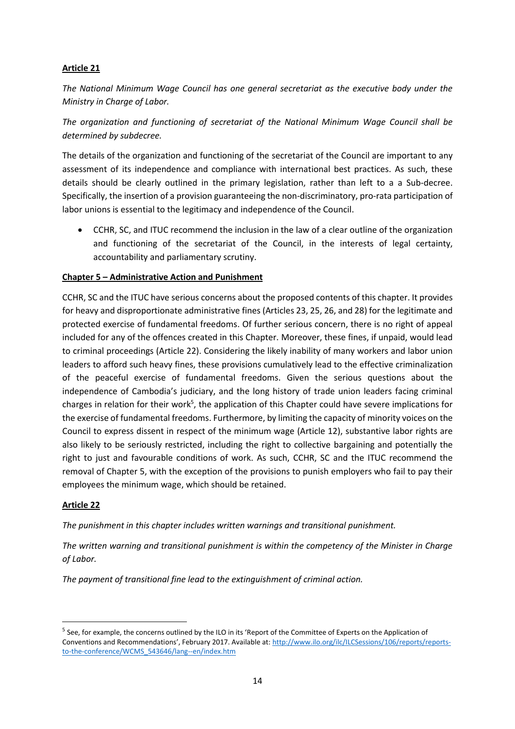**Article 21**

*The National Minimum Wage Council has one general secretariat as the executive body under the Ministry in Charge of Labor.*

*The organization and functioning of secretariat of the National Minimum Wage Council shall be determined by subdecree.*

The details of the organization and functioning of the secretariat of the Council are important to any assessment of its independence and compliance with international best practices. As such, these details should be clearly outlined in the primary legislation, rather than left to a a Sub-decree. Specifically, the insertion of a provision guaranteeing the non-discriminatory, pro-rata participation of labor unions is essential to the legitimacy and independence of the Council.

- CCHR, SC, and ITUC recommend the inclusion in the law of a clear outline of the organization and functioning of the secretariat of the Council, in the interests of legal certainty, accountability and parliamentary scrutiny.

**Chapter 5 – Administrative Action and Punishment**

CCHR, SC and the ITUC have serious concerns about the proposed contents of this chapter. It provides for heavy and disproportionate administrative fines (Articles 23, 25, 26, and 28) for the legitimate and protected exercise of fundamental freedoms. Of further serious concern, there is no right of appeal included for any of the offences created in this Chapter. Moreover, these fines, if unpaid, would lead to criminal proceedings (Article 22). Considering the likely inability of many workers and labor union leaders to afford such heavy fines, these provisions cumulatively lead to the effective criminalization of the peaceful exercise of fundamental freedoms. Given the serious questions about the independence of Cambodia's judiciary, and the long history of trade union leaders facing criminal charges in relation for their work[5], the application of this Chapter could have severe implications for the exercise of fundamental freedoms. Furthermore, by limiting the capacity of minority voices on the Council to express dissent in respect of the minimum wage (Article 12), substantive labor rights are also likely to be seriously restricted, including the right to collective bargaining and potentially the right to just and favourable conditions of work. As such, CCHR, SC and the ITUC recommend the removal of Chapter 5, with the exception of the provisions to punish employers who fail to pay their employees the minimum wage, which should be retained.

**Article 22**

*The punishment in this chapter includes written warnings and transitional punishment.*

*The written warning and transitional punishment is within the competency of the Minister in Charge of Labor.*

*The payment of transitional fine lead to the extinguishment of criminal action.*

---

[5] See, for example, the concerns outlined by the ILO in its 'Report of the Committee of Experts on the Application of Conventions and Recommendations', February 2017. Available at: http://www.ilo.org/ilc/ILCSessions/106/reports/reports-to-the-conference/WCMS_543646/lang--en/index.htm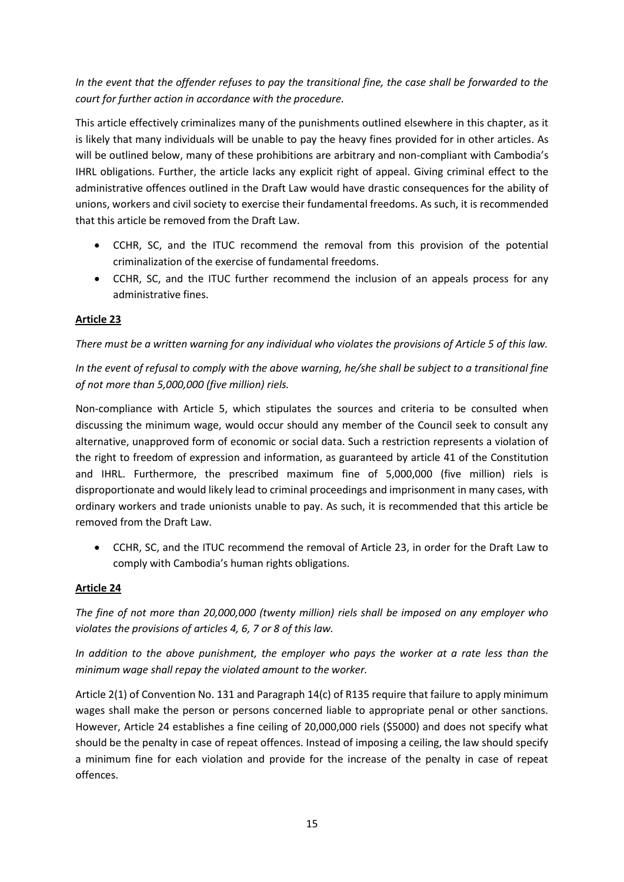*In the event that the offender refuses to pay the transitional fine, the case shall be forwarded to the court for further action in accordance with the procedure.*

This article effectively criminalizes many of the punishments outlined elsewhere in this chapter, as it is likely that many individuals will be unable to pay the heavy fines provided for in other articles. As will be outlined below, many of these prohibitions are arbitrary and non-compliant with Cambodia's IHRL obligations. Further, the article lacks any explicit right of appeal. Giving criminal effect to the administrative offences outlined in the Draft Law would have drastic consequences for the ability of unions, workers and civil society to exercise their fundamental freedoms. As such, it is recommended that this article be removed from the Draft Law.

- CCHR, SC, and the ITUC recommend the removal from this provision of the potential criminalization of the exercise of fundamental freedoms.
- CCHR, SC, and the ITUC further recommend the inclusion of an appeals process for any administrative fines.

**Article 23**

*There must be a written warning for any individual who violates the provisions of Article 5 of this law.*

*In the event of refusal to comply with the above warning, he/she shall be subject to a transitional fine of not more than 5,000,000 (five million) riels.*

Non-compliance with Article 5, which stipulates the sources and criteria to be consulted when discussing the minimum wage, would occur should any member of the Council seek to consult any alternative, unapproved form of economic or social data. Such a restriction represents a violation of the right to freedom of expression and information, as guaranteed by article 41 of the Constitution and IHRL. Furthermore, the prescribed maximum fine of 5,000,000 (five million) riels is disproportionate and would likely lead to criminal proceedings and imprisonment in many cases, with ordinary workers and trade unionists unable to pay. As such, it is recommended that this article be removed from the Draft Law.

- CCHR, SC, and the ITUC recommend the removal of Article 23, in order for the Draft Law to comply with Cambodia's human rights obligations.

**Article 24**

*The fine of not more than 20,000,000 (twenty million) riels shall be imposed on any employer who violates the provisions of articles 4, 6, 7 or 8 of this law.*

*In addition to the above punishment, the employer who pays the worker at a rate less than the minimum wage shall repay the violated amount to the worker.*

Article 2(1) of Convention No. 131 and Paragraph 14(c) of R135 require that failure to apply minimum wages shall make the person or persons concerned liable to appropriate penal or other sanctions. However, Article 24 establishes a fine ceiling of 20,000,000 riels ($5000) and does not specify what should be the penalty in case of repeat offences. Instead of imposing a ceiling, the law should specify a minimum fine for each violation and provide for the increase of the penalty in case of repeat offences.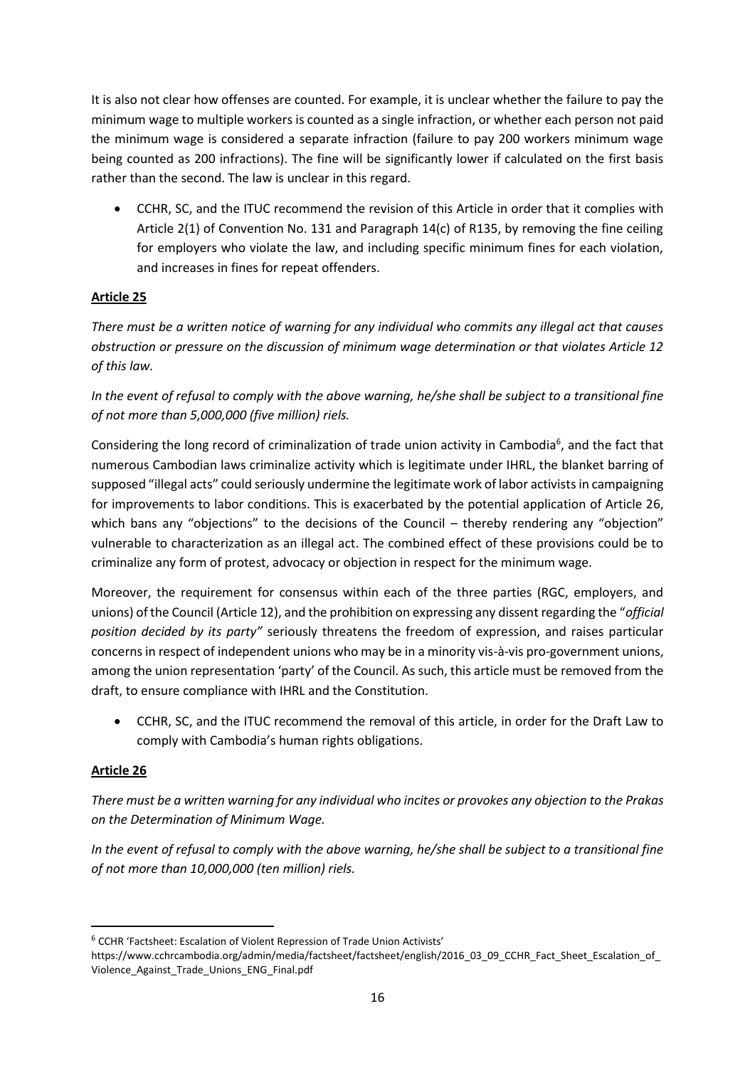It is also not clear how offenses are counted. For example, it is unclear whether the failure to pay the minimum wage to multiple workers is counted as a single infraction, or whether each person not paid the minimum wage is considered a separate infraction (failure to pay 200 workers minimum wage being counted as 200 infractions). The fine will be significantly lower if calculated on the first basis rather than the second. The law is unclear in this regard.

- CCHR, SC, and the ITUC recommend the revision of this Article in order that it complies with Article 2(1) of Convention No. 131 and Paragraph 14(c) of R135, by removing the fine ceiling for employers who violate the law, and including specific minimum fines for each violation, and increases in fines for repeat offenders.

**Article 25**

*There must be a written notice of warning for any individual who commits any illegal act that causes obstruction or pressure on the discussion of minimum wage determination or that violates Article 12 of this law.*

*In the event of refusal to comply with the above warning, he/she shall be subject to a transitional fine of not more than 5,000,000 (five million) riels.*

Considering the long record of criminalization of trade union activity in Cambodia[6], and the fact that numerous Cambodian laws criminalize activity which is legitimate under IHRL, the blanket barring of supposed "illegal acts" could seriously undermine the legitimate work of labor activists in campaigning for improvements to labor conditions. This is exacerbated by the potential application of Article 26, which bans any "objections" to the decisions of the Council – thereby rendering any "objection" vulnerable to characterization as an illegal act. The combined effect of these provisions could be to criminalize any form of protest, advocacy or objection in respect for the minimum wage.

Moreover, the requirement for consensus within each of the three parties (RGC, employers, and unions) of the Council (Article 12), and the prohibition on expressing any dissent regarding the "*official position decided by its party"* seriously threatens the freedom of expression, and raises particular concerns in respect of independent unions who may be in a minority vis-à-vis pro-government unions, among the union representation 'party' of the Council. As such, this article must be removed from the draft, to ensure compliance with IHRL and the Constitution.

- CCHR, SC, and the ITUC recommend the removal of this article, in order for the Draft Law to comply with Cambodia's human rights obligations.

**Article 26**

*There must be a written warning for any individual who incites or provokes any objection to the Prakas on the Determination of Minimum Wage.*

*In the event of refusal to comply with the above warning, he/she shall be subject to a transitional fine of not more than 10,000,000 (ten million) riels.*

---

[6] CCHR 'Factsheet: Escalation of Violent Repression of Trade Union Activists' https://www.cchrcambodia.org/admin/media/factsheet/factsheet/english/2016_03_09_CCHR_Fact_Sheet_Escalation_of_Violence_Against_Trade_Unions_ENG_Final.pdf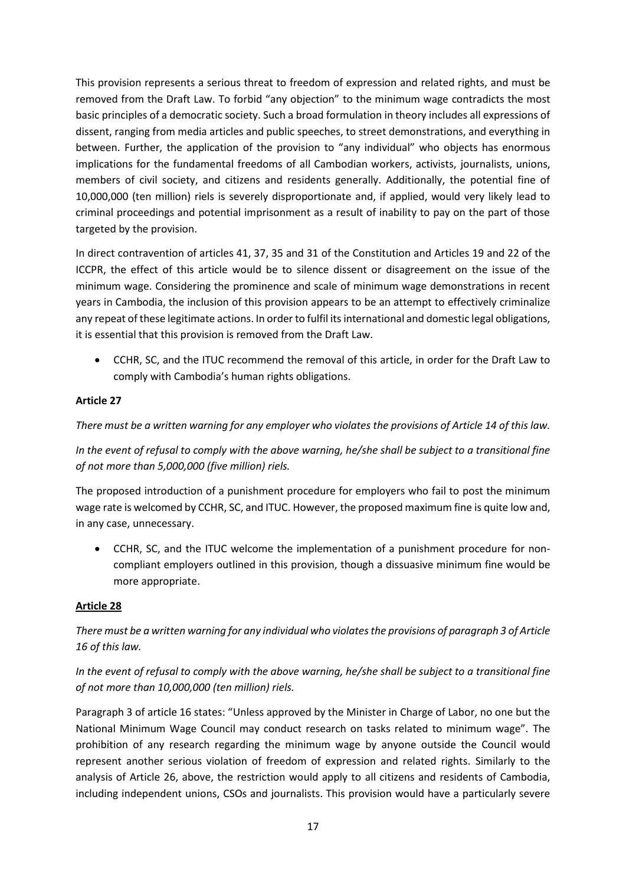This provision represents a serious threat to freedom of expression and related rights, and must be removed from the Draft Law. To forbid "any objection" to the minimum wage contradicts the most basic principles of a democratic society. Such a broad formulation in theory includes all expressions of dissent, ranging from media articles and public speeches, to street demonstrations, and everything in between. Further, the application of the provision to "any individual" who objects has enormous implications for the fundamental freedoms of all Cambodian workers, activists, journalists, unions, members of civil society, and citizens and residents generally. Additionally, the potential fine of 10,000,000 (ten million) riels is severely disproportionate and, if applied, would very likely lead to criminal proceedings and potential imprisonment as a result of inability to pay on the part of those targeted by the provision.

In direct contravention of articles 41, 37, 35 and 31 of the Constitution and Articles 19 and 22 of the ICCPR, the effect of this article would be to silence dissent or disagreement on the issue of the minimum wage. Considering the prominence and scale of minimum wage demonstrations in recent years in Cambodia, the inclusion of this provision appears to be an attempt to effectively criminalize any repeat of these legitimate actions. In order to fulfil its international and domestic legal obligations, it is essential that this provision is removed from the Draft Law.

- CCHR, SC, and the ITUC recommend the removal of this article, in order for the Draft Law to comply with Cambodia's human rights obligations.

**Article 27**

*There must be a written warning for any employer who violates the provisions of Article 14 of this law.*

*In the event of refusal to comply with the above warning, he/she shall be subject to a transitional fine of not more than 5,000,000 (five million) riels.*

The proposed introduction of a punishment procedure for employers who fail to post the minimum wage rate is welcomed by CCHR, SC, and ITUC. However, the proposed maximum fine is quite low and, in any case, unnecessary.

- CCHR, SC, and the ITUC welcome the implementation of a punishment procedure for non-compliant employers outlined in this provision, though a dissuasive minimum fine would be more appropriate.

**Article 28**

*There must be a written warning for any individual who violates the provisions of paragraph 3 of Article 16 of this law.*

*In the event of refusal to comply with the above warning, he/she shall be subject to a transitional fine of not more than 10,000,000 (ten million) riels.*

Paragraph 3 of article 16 states: "Unless approved by the Minister in Charge of Labor, no one but the National Minimum Wage Council may conduct research on tasks related to minimum wage". The prohibition of any research regarding the minimum wage by anyone outside the Council would represent another serious violation of freedom of expression and related rights. Similarly to the analysis of Article 26, above, the restriction would apply to all citizens and residents of Cambodia, including independent unions, CSOs and journalists. This provision would have a particularly severe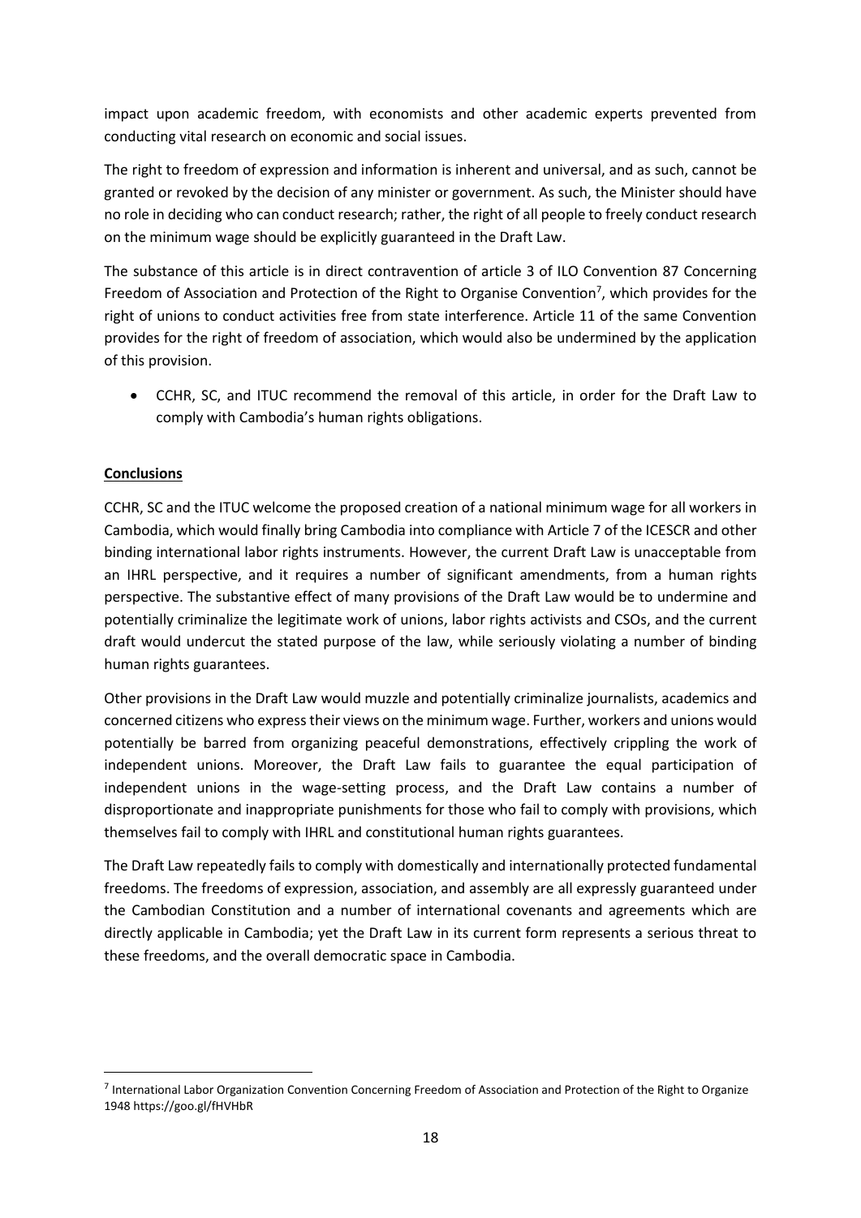impact upon academic freedom, with economists and other academic experts prevented from conducting vital research on economic and social issues.

The right to freedom of expression and information is inherent and universal, and as such, cannot be granted or revoked by the decision of any minister or government. As such, the Minister should have no role in deciding who can conduct research; rather, the right of all people to freely conduct research on the minimum wage should be explicitly guaranteed in the Draft Law.

The substance of this article is in direct contravention of article 3 of ILO Convention 87 Concerning Freedom of Association and Protection of the Right to Organise Convention[7], which provides for the right of unions to conduct activities free from state interference. Article 11 of the same Convention provides for the right of freedom of association, which would also be undermined by the application of this provision.

- CCHR, SC, and ITUC recommend the removal of this article, in order for the Draft Law to comply with Cambodia's human rights obligations.

## Conclusions

CCHR, SC and the ITUC welcome the proposed creation of a national minimum wage for all workers in Cambodia, which would finally bring Cambodia into compliance with Article 7 of the ICESCR and other binding international labor rights instruments. However, the current Draft Law is unacceptable from an IHRL perspective, and it requires a number of significant amendments, from a human rights perspective. The substantive effect of many provisions of the Draft Law would be to undermine and potentially criminalize the legitimate work of unions, labor rights activists and CSOs, and the current draft would undercut the stated purpose of the law, while seriously violating a number of binding human rights guarantees.

Other provisions in the Draft Law would muzzle and potentially criminalize journalists, academics and concerned citizens who express their views on the minimum wage. Further, workers and unions would potentially be barred from organizing peaceful demonstrations, effectively crippling the work of independent unions. Moreover, the Draft Law fails to guarantee the equal participation of independent unions in the wage-setting process, and the Draft Law contains a number of disproportionate and inappropriate punishments for those who fail to comply with provisions, which themselves fail to comply with IHRL and constitutional human rights guarantees.

The Draft Law repeatedly fails to comply with domestically and internationally protected fundamental freedoms. The freedoms of expression, association, and assembly are all expressly guaranteed under the Cambodian Constitution and a number of international covenants and agreements which are directly applicable in Cambodia; yet the Draft Law in its current form represents a serious threat to these freedoms, and the overall democratic space in Cambodia.

[7] International Labor Organization Convention Concerning Freedom of Association and Protection of the Right to Organize 1948 https://goo.gl/fHVHbR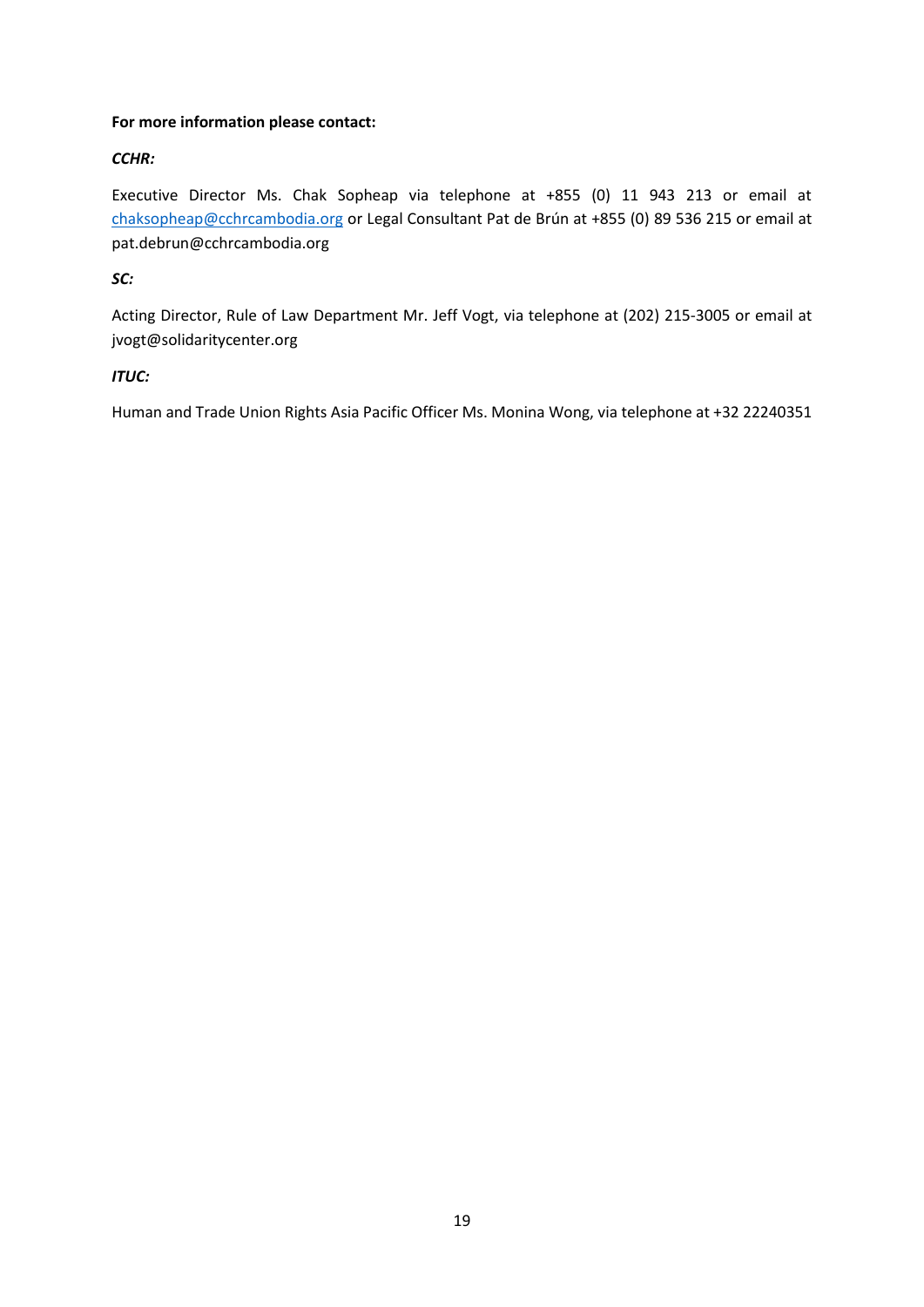**For more information please contact:**

***CCHR:***

Executive Director Ms. Chak Sopheap via telephone at +855 (0) 11 943 213 or email at chaksopheap@cchrcambodia.org or Legal Consultant Pat de Brún at +855 (0) 89 536 215 or email at pat.debrun@cchrcambodia.org

***SC:***

Acting Director, Rule of Law Department Mr. Jeff Vogt, via telephone at (202) 215-3005 or email at jvogt@solidaritycenter.org

***ITUC:***

Human and Trade Union Rights Asia Pacific Officer Ms. Monina Wong, via telephone at +32 22240351